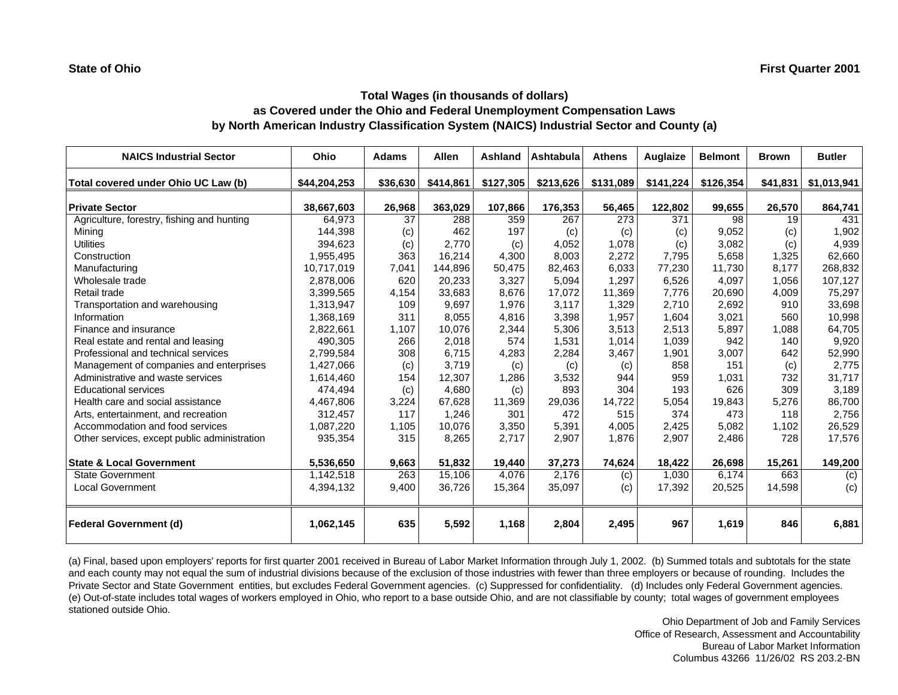**State of Ohio** **First Quarter 2001**

### Total Wages (in thousands of dollars)
### as Covered under the Ohio and Federal Unemployment Compensation Laws
### by North American Industry Classification System (NAICS) Industrial Sector and County (a)

| NAICS Industrial Sector | Ohio | Adams | Allen | Ashland | Ashtabula | Athens | Auglaize | Belmont | Brown | Butler |
|---|---|---|---|---|---|---|---|---|---|---|
| **Total covered under Ohio UC Law (b)** | **$44,204,253** | **$36,630** | **$414,861** | **$127,305** | **$213,626** | **$131,089** | **$141,224** | **$126,354** | **$41,831** | **$1,013,941** |
| **Private Sector** | **38,667,603** | **26,968** | **363,029** | **107,866** | **176,353** | **56,465** | **122,802** | **99,655** | **26,570** | **864,741** |
| Agriculture, forestry, fishing and hunting | 64,973 | 37 | 288 | 359 | 267 | 273 | 371 | 98 | 19 | 431 |
| Mining | 144,398 | (c) | 462 | 197 | (c) | (c) | (c) | 9,052 | (c) | 1,902 |
| Utilities | 394,623 | (c) | 2,770 | (c) | 4,052 | 1,078 | (c) | 3,082 | (c) | 4,939 |
| Construction | 1,955,495 | 363 | 16,214 | 4,300 | 8,003 | 2,272 | 7,795 | 5,658 | 1,325 | 62,660 |
| Manufacturing | 10,717,019 | 7,041 | 144,896 | 50,475 | 82,463 | 6,033 | 77,230 | 11,730 | 8,177 | 268,832 |
| Wholesale trade | 2,878,006 | 620 | 20,233 | 3,327 | 5,094 | 1,297 | 6,526 | 4,097 | 1,056 | 107,127 |
| Retail trade | 3,399,565 | 4,154 | 33,683 | 8,676 | 17,072 | 11,369 | 7,776 | 20,690 | 4,009 | 75,297 |
| Transportation and warehousing | 1,313,947 | 109 | 9,697 | 1,976 | 3,117 | 1,329 | 2,710 | 2,692 | 910 | 33,698 |
| Information | 1,368,169 | 311 | 8,055 | 4,816 | 3,398 | 1,957 | 1,604 | 3,021 | 560 | 10,998 |
| Finance and insurance | 2,822,661 | 1,107 | 10,076 | 2,344 | 5,306 | 3,513 | 2,513 | 5,897 | 1,088 | 64,705 |
| Real estate and rental and leasing | 490,305 | 266 | 2,018 | 574 | 1,531 | 1,014 | 1,039 | 942 | 140 | 9,920 |
| Professional and technical services | 2,799,584 | 308 | 6,715 | 4,283 | 2,284 | 3,467 | 1,901 | 3,007 | 642 | 52,990 |
| Management of companies and enterprises | 1,427,066 | (c) | 3,719 | (c) | (c) | (c) | 858 | 151 | (c) | 2,775 |
| Administrative and waste services | 1,614,460 | 154 | 12,307 | 1,286 | 3,532 | 944 | 959 | 1,031 | 732 | 31,717 |
| Educational services | 474,494 | (c) | 4,680 | (c) | 893 | 304 | 193 | 626 | 309 | 3,189 |
| Health care and social assistance | 4,467,806 | 3,224 | 67,628 | 11,369 | 29,036 | 14,722 | 5,054 | 19,843 | 5,276 | 86,700 |
| Arts, entertainment, and recreation | 312,457 | 117 | 1,246 | 301 | 472 | 515 | 374 | 473 | 118 | 2,756 |
| Accommodation and food services | 1,087,220 | 1,105 | 10,076 | 3,350 | 5,391 | 4,005 | 2,425 | 5,082 | 1,102 | 26,529 |
| Other services, except public administration | 935,354 | 315 | 8,265 | 2,717 | 2,907 | 1,876 | 2,907 | 2,486 | 728 | 17,576 |
| **State & Local Government** | **5,536,650** | **9,663** | **51,832** | **19,440** | **37,273** | **74,624** | **18,422** | **26,698** | **15,261** | **149,200** |
| State Government | 1,142,518 | 263 | 15,106 | 4,076 | 2,176 | (c) | 1,030 | 6,174 | 663 | (c) |
| Local Government | 4,394,132 | 9,400 | 36,726 | 15,364 | 35,097 | (c) | 17,392 | 20,525 | 14,598 | (c) |
| **Federal Government (d)** | **1,062,145** | **635** | **5,592** | **1,168** | **2,804** | **2,495** | **967** | **1,619** | **846** | **6,881** |

(a) Final, based upon employers' reports for first quarter 2001 received in Bureau of Labor Market Information through July 1, 2002. (b) Summed totals and subtotals for the state and each county may not equal the sum of industrial divisions because of the exclusion of those industries with fewer than three employers or because of rounding. Includes the Private Sector and State Government entities, but excludes Federal Government agencies. (c) Suppressed for confidentiality. (d) Includes only Federal Government agencies. (e) Out-of-state includes total wages of workers employed in Ohio, who report to a base outside Ohio, and are not classifiable by county; total wages of government employees stationed outside Ohio.

Ohio Department of Job and Family Services
Office of Research, Assessment and Accountability
Bureau of Labor Market Information
Columbus 43266 11/26/02 RS 203.2-BN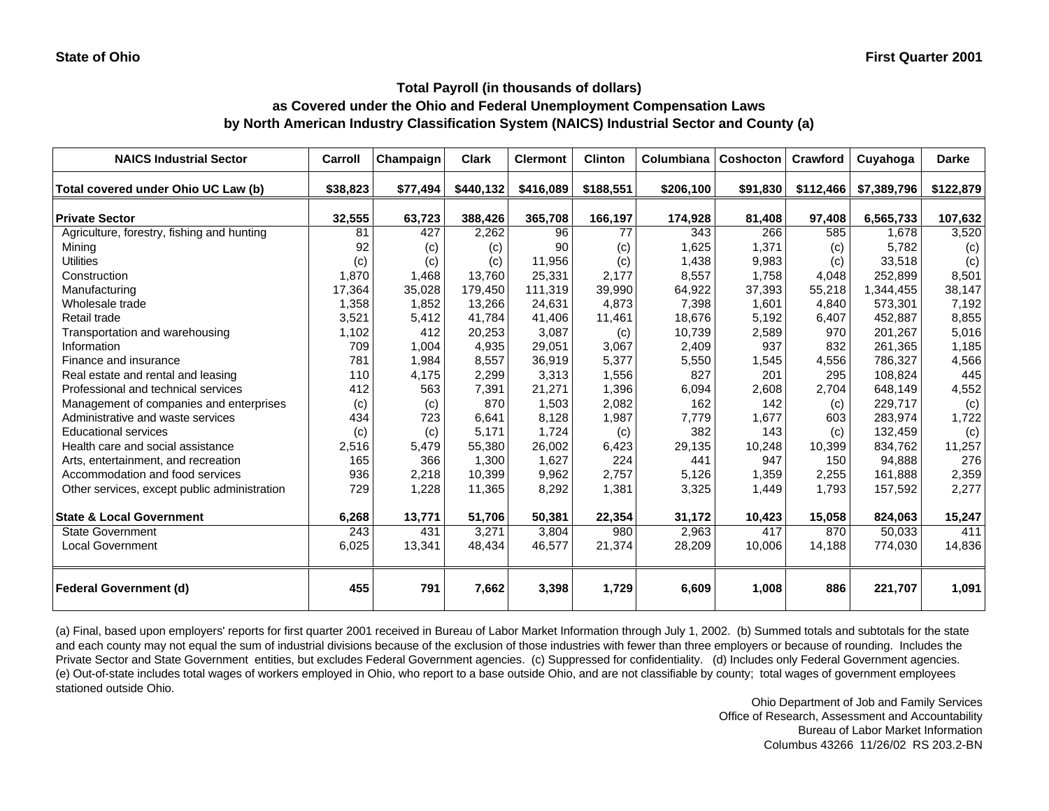State of Ohio

First Quarter 2001

## Total Payroll (in thousands of dollars) as Covered under the Ohio and Federal Unemployment Compensation Laws by North American Industry Classification System (NAICS) Industrial Sector and County (a)

| NAICS Industrial Sector | Carroll | Champaign | Clark | Clermont | Clinton | Columbiana | Coshocton | Crawford | Cuyahoga | Darke |
|---|---|---|---|---|---|---|---|---|---|---|
| **Total covered under Ohio UC Law (b)** | **$38,823** | **$77,494** | **$440,132** | **$416,089** | **$188,551** | **$206,100** | **$91,830** | **$112,466** | **$7,389,796** | **$122,879** |
| **Private Sector** | **32,555** | **63,723** | **388,426** | **365,708** | **166,197** | **174,928** | **81,408** | **97,408** | **6,565,733** | **107,632** |
| Agriculture, forestry, fishing and hunting | 81 | 427 | 2,262 | 96 | 77 | 343 | 266 | 585 | 1,678 | 3,520 |
| Mining | 92 | (c) | (c) | 90 | (c) | 1,625 | 1,371 | (c) | 5,782 | (c) |
| Utilities | (c) | (c) | (c) | 11,956 | (c) | 1,438 | 9,983 | (c) | 33,518 | (c) |
| Construction | 1,870 | 1,468 | 13,760 | 25,331 | 2,177 | 8,557 | 1,758 | 4,048 | 252,899 | 8,501 |
| Manufacturing | 17,364 | 35,028 | 179,450 | 111,319 | 39,990 | 64,922 | 37,393 | 55,218 | 1,344,455 | 38,147 |
| Wholesale trade | 1,358 | 1,852 | 13,266 | 24,631 | 4,873 | 7,398 | 1,601 | 4,840 | 573,301 | 7,192 |
| Retail trade | 3,521 | 5,412 | 41,784 | 41,406 | 11,461 | 18,676 | 5,192 | 6,407 | 452,887 | 8,855 |
| Transportation and warehousing | 1,102 | 412 | 20,253 | 3,087 | (c) | 10,739 | 2,589 | 970 | 201,267 | 5,016 |
| Information | 709 | 1,004 | 4,935 | 29,051 | 3,067 | 2,409 | 937 | 832 | 261,365 | 1,185 |
| Finance and insurance | 781 | 1,984 | 8,557 | 36,919 | 5,377 | 5,550 | 1,545 | 4,556 | 786,327 | 4,566 |
| Real estate and rental and leasing | 110 | 4,175 | 2,299 | 3,313 | 1,556 | 827 | 201 | 295 | 108,824 | 445 |
| Professional and technical services | 412 | 563 | 7,391 | 21,271 | 1,396 | 6,094 | 2,608 | 2,704 | 648,149 | 4,552 |
| Management of companies and enterprises | (c) | (c) | 870 | 1,503 | 2,082 | 162 | 142 | (c) | 229,717 | (c) |
| Administrative and waste services | 434 | 723 | 6,641 | 8,128 | 1,987 | 7,779 | 1,677 | 603 | 283,974 | 1,722 |
| Educational services | (c) | (c) | 5,171 | 1,724 | (c) | 382 | 143 | (c) | 132,459 | (c) |
| Health care and social assistance | 2,516 | 5,479 | 55,380 | 26,002 | 6,423 | 29,135 | 10,248 | 10,399 | 834,762 | 11,257 |
| Arts, entertainment, and recreation | 165 | 366 | 1,300 | 1,627 | 224 | 441 | 947 | 150 | 94,888 | 276 |
| Accommodation and food services | 936 | 2,218 | 10,399 | 9,962 | 2,757 | 5,126 | 1,359 | 2,255 | 161,888 | 2,359 |
| Other services, except public administration | 729 | 1,228 | 11,365 | 8,292 | 1,381 | 3,325 | 1,449 | 1,793 | 157,592 | 2,277 |
| **State & Local Government** | **6,268** | **13,771** | **51,706** | **50,381** | **22,354** | **31,172** | **10,423** | **15,058** | **824,063** | **15,247** |
| State Government | 243 | 431 | 3,271 | 3,804 | 980 | 2,963 | 417 | 870 | 50,033 | 411 |
| Local Government | 6,025 | 13,341 | 48,434 | 46,577 | 21,374 | 28,209 | 10,006 | 14,188 | 774,030 | 14,836 |
| **Federal Government (d)** | **455** | **791** | **7,662** | **3,398** | **1,729** | **6,609** | **1,008** | **886** | **221,707** | **1,091** |

(a) Final, based upon employers' reports for first quarter 2001 received in Bureau of Labor Market Information through July 1, 2002. (b) Summed totals and subtotals for the state and each county may not equal the sum of industrial divisions because of the exclusion of those industries with fewer than three employers or because of rounding. Includes the Private Sector and State Government entities, but excludes Federal Government agencies. (c) Suppressed for confidentiality. (d) Includes only Federal Government agencies. (e) Out-of-state includes total wages of workers employed in Ohio, who report to a base outside Ohio, and are not classifiable by county; total wages of government employees stationed outside Ohio.

Ohio Department of Job and Family Services
Office of Research, Assessment and Accountability
Bureau of Labor Market Information
Columbus 43266 11/26/02 RS 203.2-BN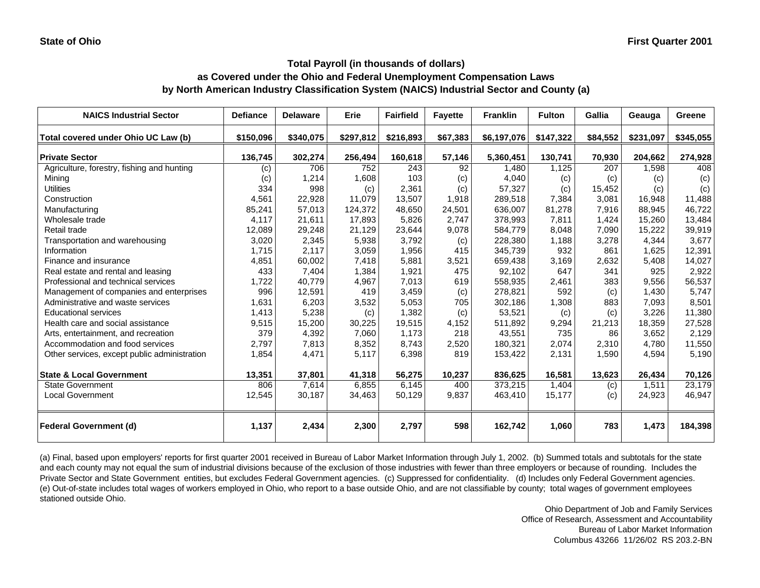State of Ohio

First Quarter 2001

## Total Payroll (in thousands of dollars) as Covered under the Ohio and Federal Unemployment Compensation Laws by North American Industry Classification System (NAICS) Industrial Sector and County (a)

| NAICS Industrial Sector | Defiance | Delaware | Erie | Fairfield | Fayette | Franklin | Fulton | Gallia | Geauga | Greene |
|---|---|---|---|---|---|---|---|---|---|---|
| **Total covered under Ohio UC Law (b)** | **$150,096** | **$340,075** | **$297,812** | **$216,893** | **$67,383** | **$6,197,076** | **$147,322** | **$84,552** | **$231,097** | **$345,055** |
| **Private Sector** | **136,745** | **302,274** | **256,494** | **160,618** | **57,146** | **5,360,451** | **130,741** | **70,930** | **204,662** | **274,928** |
| Agriculture, forestry, fishing and hunting | (c) | 706 | 752 | 243 | 92 | 1,480 | 1,125 | 207 | 1,598 | 408 |
| Mining | (c) | 1,214 | 1,608 | 103 | (c) | 4,040 | (c) | (c) | (c) | (c) |
| Utilities | 334 | 998 | (c) | 2,361 | (c) | 57,327 | (c) | 15,452 | (c) | (c) |
| Construction | 4,561 | 22,928 | 11,079 | 13,507 | 1,918 | 289,518 | 7,384 | 3,081 | 16,948 | 11,488 |
| Manufacturing | 85,241 | 57,013 | 124,372 | 48,650 | 24,501 | 636,007 | 81,278 | 7,916 | 88,945 | 46,722 |
| Wholesale trade | 4,117 | 21,611 | 17,893 | 5,826 | 2,747 | 378,993 | 7,811 | 1,424 | 15,260 | 13,484 |
| Retail trade | 12,089 | 29,248 | 21,129 | 23,644 | 9,078 | 584,779 | 8,048 | 7,090 | 15,222 | 39,919 |
| Transportation and warehousing | 3,020 | 2,345 | 5,938 | 3,792 | (c) | 228,380 | 1,188 | 3,278 | 4,344 | 3,677 |
| Information | 1,715 | 2,117 | 3,059 | 1,956 | 415 | 345,739 | 932 | 861 | 1,625 | 12,391 |
| Finance and insurance | 4,851 | 60,002 | 7,418 | 5,881 | 3,521 | 659,438 | 3,169 | 2,632 | 5,408 | 14,027 |
| Real estate and rental and leasing | 433 | 7,404 | 1,384 | 1,921 | 475 | 92,102 | 647 | 341 | 925 | 2,922 |
| Professional and technical services | 1,722 | 40,779 | 4,967 | 7,013 | 619 | 558,935 | 2,461 | 383 | 9,556 | 56,537 |
| Management of companies and enterprises | 996 | 12,591 | 419 | 3,459 | (c) | 278,821 | 592 | (c) | 1,430 | 5,747 |
| Administrative and waste services | 1,631 | 6,203 | 3,532 | 5,053 | 705 | 302,186 | 1,308 | 883 | 7,093 | 8,501 |
| Educational services | 1,413 | 5,238 | (c) | 1,382 | (c) | 53,521 | (c) | (c) | 3,226 | 11,380 |
| Health care and social assistance | 9,515 | 15,200 | 30,225 | 19,515 | 4,152 | 511,892 | 9,294 | 21,213 | 18,359 | 27,528 |
| Arts, entertainment, and recreation | 379 | 4,392 | 7,060 | 1,173 | 218 | 43,551 | 735 | 86 | 3,652 | 2,129 |
| Accommodation and food services | 2,797 | 7,813 | 8,352 | 8,743 | 2,520 | 180,321 | 2,074 | 2,310 | 4,780 | 11,550 |
| Other services, except public administration | 1,854 | 4,471 | 5,117 | 6,398 | 819 | 153,422 | 2,131 | 1,590 | 4,594 | 5,190 |
| **State & Local Government** | **13,351** | **37,801** | **41,318** | **56,275** | **10,237** | **836,625** | **16,581** | **13,623** | **26,434** | **70,126** |
| State Government | 806 | 7,614 | 6,855 | 6,145 | 400 | 373,215 | 1,404 | (c) | 1,511 | 23,179 |
| Local Government | 12,545 | 30,187 | 34,463 | 50,129 | 9,837 | 463,410 | 15,177 | (c) | 24,923 | 46,947 |
| **Federal Government (d)** | **1,137** | **2,434** | **2,300** | **2,797** | **598** | **162,742** | **1,060** | **783** | **1,473** | **184,398** |

(a) Final, based upon employers' reports for first quarter 2001 received in Bureau of Labor Market Information through July 1, 2002. (b) Summed totals and subtotals for the state and each county may not equal the sum of industrial divisions because of the exclusion of those industries with fewer than three employers or because of rounding. Includes the Private Sector and State Government entities, but excludes Federal Government agencies. (c) Suppressed for confidentiality. (d) Includes only Federal Government agencies. (e) Out-of-state includes total wages of workers employed in Ohio, who report to a base outside Ohio, and are not classifiable by county; total wages of government employees stationed outside Ohio.

Ohio Department of Job and Family Services
Office of Research, Assessment and Accountability
Bureau of Labor Market Information
Columbus 43266 11/26/02 RS 203.2-BN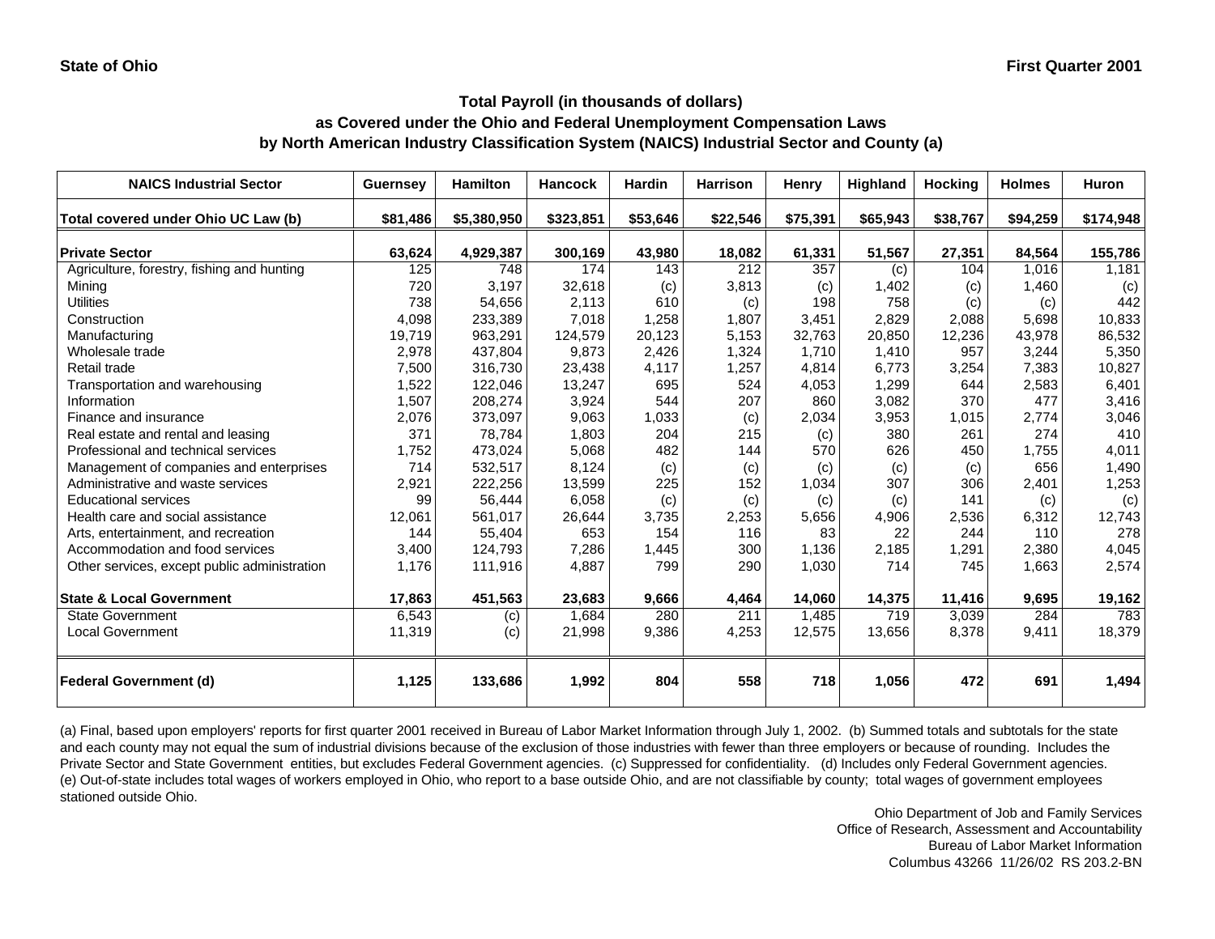State of Ohio

First Quarter 2001

## Total Payroll (in thousands of dollars) as Covered under the Ohio and Federal Unemployment Compensation Laws by North American Industry Classification System (NAICS) Industrial Sector and County (a)

| NAICS Industrial Sector | Guernsey | Hamilton | Hancock | Hardin | Harrison | Henry | Highland | Hocking | Holmes | Huron |
|---|---|---|---|---|---|---|---|---|---|---|
| **Total covered under Ohio UC Law (b)** | **$81,486** | **$5,380,950** | **$323,851** | **$53,646** | **$22,546** | **$75,391** | **$65,943** | **$38,767** | **$94,259** | **$174,948** |
| **Private Sector** | **63,624** | **4,929,387** | **300,169** | **43,980** | **18,082** | **61,331** | **51,567** | **27,351** | **84,564** | **155,786** |
| Agriculture, forestry, fishing and hunting | 125 | 748 | 174 | 143 | 212 | 357 | (c) | 104 | 1,016 | 1,181 |
| Mining | 720 | 3,197 | 32,618 | (c) | 3,813 | (c) | 1,402 | (c) | 1,460 | (c) |
| Utilities | 738 | 54,656 | 2,113 | 610 | (c) | 198 | 758 | (c) | (c) | 442 |
| Construction | 4,098 | 233,389 | 7,018 | 1,258 | 1,807 | 3,451 | 2,829 | 2,088 | 5,698 | 10,833 |
| Manufacturing | 19,719 | 963,291 | 124,579 | 20,123 | 5,153 | 32,763 | 20,850 | 12,236 | 43,978 | 86,532 |
| Wholesale trade | 2,978 | 437,804 | 9,873 | 2,426 | 1,324 | 1,710 | 1,410 | 957 | 3,244 | 5,350 |
| Retail trade | 7,500 | 316,730 | 23,438 | 4,117 | 1,257 | 4,814 | 6,773 | 3,254 | 7,383 | 10,827 |
| Transportation and warehousing | 1,522 | 122,046 | 13,247 | 695 | 524 | 4,053 | 1,299 | 644 | 2,583 | 6,401 |
| Information | 1,507 | 208,274 | 3,924 | 544 | 207 | 860 | 3,082 | 370 | 477 | 3,416 |
| Finance and insurance | 2,076 | 373,097 | 9,063 | 1,033 | (c) | 2,034 | 3,953 | 1,015 | 2,774 | 3,046 |
| Real estate and rental and leasing | 371 | 78,784 | 1,803 | 204 | 215 | (c) | 380 | 261 | 274 | 410 |
| Professional and technical services | 1,752 | 473,024 | 5,068 | 482 | 144 | 570 | 626 | 450 | 1,755 | 4,011 |
| Management of companies and enterprises | 714 | 532,517 | 8,124 | (c) | (c) | (c) | (c) | (c) | 656 | 1,490 |
| Administrative and waste services | 2,921 | 222,256 | 13,599 | 225 | 152 | 1,034 | 307 | 306 | 2,401 | 1,253 |
| Educational services | 99 | 56,444 | 6,058 | (c) | (c) | (c) | (c) | 141 | (c) | (c) |
| Health care and social assistance | 12,061 | 561,017 | 26,644 | 3,735 | 2,253 | 5,656 | 4,906 | 2,536 | 6,312 | 12,743 |
| Arts, entertainment, and recreation | 144 | 55,404 | 653 | 154 | 116 | 83 | 22 | 244 | 110 | 278 |
| Accommodation and food services | 3,400 | 124,793 | 7,286 | 1,445 | 300 | 1,136 | 2,185 | 1,291 | 2,380 | 4,045 |
| Other services, except public administration | 1,176 | 111,916 | 4,887 | 799 | 290 | 1,030 | 714 | 745 | 1,663 | 2,574 |
| **State & Local Government** | **17,863** | **451,563** | **23,683** | **9,666** | **4,464** | **14,060** | **14,375** | **11,416** | **9,695** | **19,162** |
| State Government | 6,543 | (c) | 1,684 | 280 | 211 | 1,485 | 719 | 3,039 | 284 | 783 |
| Local Government | 11,319 | (c) | 21,998 | 9,386 | 4,253 | 12,575 | 13,656 | 8,378 | 9,411 | 18,379 |
| **Federal Government (d)** | **1,125** | **133,686** | **1,992** | **804** | **558** | **718** | **1,056** | **472** | **691** | **1,494** |

(a) Final, based upon employers' reports for first quarter 2001 received in Bureau of Labor Market Information through July 1, 2002. (b) Summed totals and subtotals for the state and each county may not equal the sum of industrial divisions because of the exclusion of those industries with fewer than three employers or because of rounding. Includes the Private Sector and State Government entities, but excludes Federal Government agencies. (c) Suppressed for confidentiality. (d) Includes only Federal Government agencies. (e) Out-of-state includes total wages of workers employed in Ohio, who report to a base outside Ohio, and are not classifiable by county; total wages of government employees stationed outside Ohio.

Ohio Department of Job and Family Services
Office of Research, Assessment and Accountability
Bureau of Labor Market Information
Columbus 43266 11/26/02 RS 203.2-BN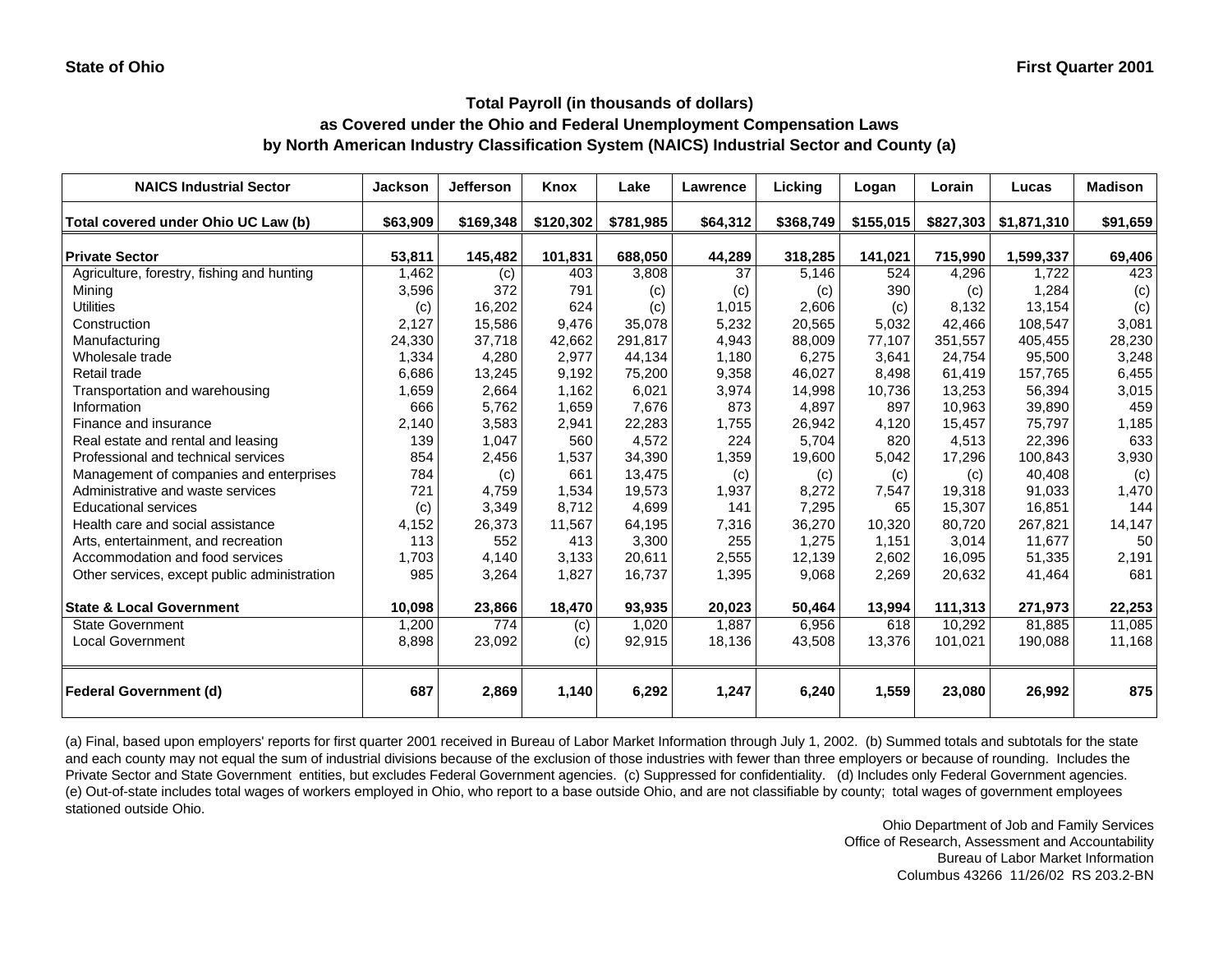State of Ohio | First Quarter 2001

# Total Payroll (in thousands of dollars)
## as Covered under the Ohio and Federal Unemployment Compensation Laws
## by North American Industry Classification System (NAICS) Industrial Sector and County (a)

| NAICS Industrial Sector | Jackson | Jefferson | Knox | Lake | Lawrence | Licking | Logan | Lorain | Lucas | Madison |
|---|---|---|---|---|---|---|---|---|---|---|
| **Total covered under Ohio UC Law (b)** | **$63,909** | **$169,348** | **$120,302** | **$781,985** | **$64,312** | **$368,749** | **$155,015** | **$827,303** | **$1,871,310** | **$91,659** |
| **Private Sector** | **53,811** | **145,482** | **101,831** | **688,050** | **44,289** | **318,285** | **141,021** | **715,990** | **1,599,337** | **69,406** |
| Agriculture, forestry, fishing and hunting | 1,462 | (c) | 403 | 3,808 | 37 | 5,146 | 524 | 4,296 | 1,722 | 423 |
| Mining | 3,596 | 372 | 791 | (c) | (c) | (c) | 390 | (c) | 1,284 | (c) |
| Utilities | (c) | 16,202 | 624 | (c) | 1,015 | 2,606 | (c) | 8,132 | 13,154 | (c) |
| Construction | 2,127 | 15,586 | 9,476 | 35,078 | 5,232 | 20,565 | 5,032 | 42,466 | 108,547 | 3,081 |
| Manufacturing | 24,330 | 37,718 | 42,662 | 291,817 | 4,943 | 88,009 | 77,107 | 351,557 | 405,455 | 28,230 |
| Wholesale trade | 1,334 | 4,280 | 2,977 | 44,134 | 1,180 | 6,275 | 3,641 | 24,754 | 95,500 | 3,248 |
| Retail trade | 6,686 | 13,245 | 9,192 | 75,200 | 9,358 | 46,027 | 8,498 | 61,419 | 157,765 | 6,455 |
| Transportation and warehousing | 1,659 | 2,664 | 1,162 | 6,021 | 3,974 | 14,998 | 10,736 | 13,253 | 56,394 | 3,015 |
| Information | 666 | 5,762 | 1,659 | 7,676 | 873 | 4,897 | 897 | 10,963 | 39,890 | 459 |
| Finance and insurance | 2,140 | 3,583 | 2,941 | 22,283 | 1,755 | 26,942 | 4,120 | 15,457 | 75,797 | 1,185 |
| Real estate and rental and leasing | 139 | 1,047 | 560 | 4,572 | 224 | 5,704 | 820 | 4,513 | 22,396 | 633 |
| Professional and technical services | 854 | 2,456 | 1,537 | 34,390 | 1,359 | 19,600 | 5,042 | 17,296 | 100,843 | 3,930 |
| Management of companies and enterprises | 784 | (c) | 661 | 13,475 | (c) | (c) | (c) | (c) | 40,408 | (c) |
| Administrative and waste services | 721 | 4,759 | 1,534 | 19,573 | 1,937 | 8,272 | 7,547 | 19,318 | 91,033 | 1,470 |
| Educational services | (c) | 3,349 | 8,712 | 4,699 | 141 | 7,295 | 65 | 15,307 | 16,851 | 144 |
| Health care and social assistance | 4,152 | 26,373 | 11,567 | 64,195 | 7,316 | 36,270 | 10,320 | 80,720 | 267,821 | 14,147 |
| Arts, entertainment, and recreation | 113 | 552 | 413 | 3,300 | 255 | 1,275 | 1,151 | 3,014 | 11,677 | 50 |
| Accommodation and food services | 1,703 | 4,140 | 3,133 | 20,611 | 2,555 | 12,139 | 2,602 | 16,095 | 51,335 | 2,191 |
| Other services, except public administration | 985 | 3,264 | 1,827 | 16,737 | 1,395 | 9,068 | 2,269 | 20,632 | 41,464 | 681 |
| **State & Local Government** | **10,098** | **23,866** | **18,470** | **93,935** | **20,023** | **50,464** | **13,994** | **111,313** | **271,973** | **22,253** |
| State Government | 1,200 | 774 | (c) | 1,020 | 1,887 | 6,956 | 618 | 10,292 | 81,885 | 11,085 |
| Local Government | 8,898 | 23,092 | (c) | 92,915 | 18,136 | 43,508 | 13,376 | 101,021 | 190,088 | 11,168 |
| **Federal Government (d)** | **687** | **2,869** | **1,140** | **6,292** | **1,247** | **6,240** | **1,559** | **23,080** | **26,992** | **875** |

(a) Final, based upon employers' reports for first quarter 2001 received in Bureau of Labor Market Information through July 1, 2002. (b) Summed totals and subtotals for the state and each county may not equal the sum of industrial divisions because of the exclusion of those industries with fewer than three employers or because of rounding. Includes the Private Sector and State Government entities, but excludes Federal Government agencies. (c) Suppressed for confidentiality. (d) Includes only Federal Government agencies. (e) Out-of-state includes total wages of workers employed in Ohio, who report to a base outside Ohio, and are not classifiable by county; total wages of government employees stationed outside Ohio.

Ohio Department of Job and Family Services
Office of Research, Assessment and Accountability
Bureau of Labor Market Information
Columbus 43266 11/26/02 RS 203.2-BN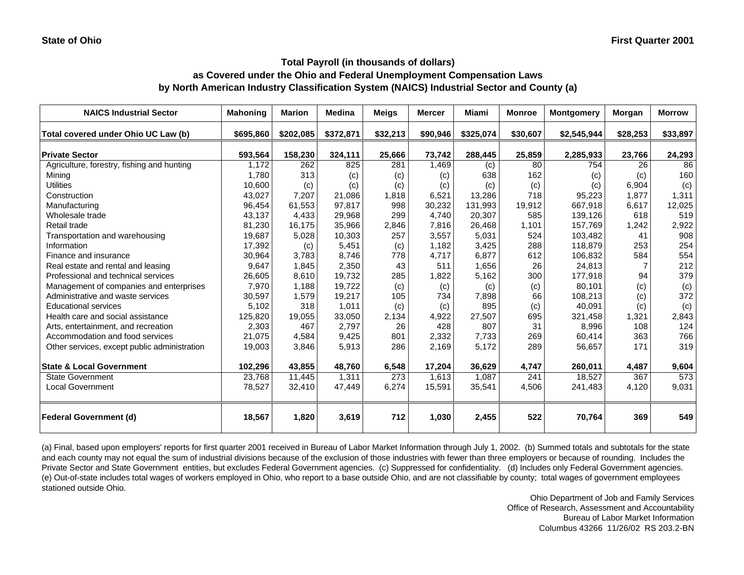State of Ohio | First Quarter 2001

## Total Payroll (in thousands of dollars) as Covered under the Ohio and Federal Unemployment Compensation Laws by North American Industry Classification System (NAICS) Industrial Sector and County (a)

| NAICS Industrial Sector | Mahoning | Marion | Medina | Meigs | Mercer | Miami | Monroe | Montgomery | Morgan | Morrow |
|---|---|---|---|---|---|---|---|---|---|---|
| **Total covered under Ohio UC Law (b)** | **$695,860** | **$202,085** | **$372,871** | **$32,213** | **$90,946** | **$325,074** | **$30,607** | **$2,545,944** | **$28,253** | **$33,897** |
| **Private Sector** | **593,564** | **158,230** | **324,111** | **25,666** | **73,742** | **288,445** | **25,859** | **2,285,933** | **23,766** | **24,293** |
| Agriculture, forestry, fishing and hunting | 1,172 | 262 | 825 | 281 | 1,469 | (c) | 80 | 754 | 26 | 86 |
| Mining | 1,780 | 313 | (c) | (c) | (c) | 638 | 162 | (c) | (c) | 160 |
| Utilities | 10,600 | (c) | (c) | (c) | (c) | (c) | (c) | (c) | 6,904 | (c) |
| Construction | 43,027 | 7,207 | 21,086 | 1,818 | 6,521 | 13,286 | 718 | 95,223 | 1,877 | 1,311 |
| Manufacturing | 96,454 | 61,553 | 97,817 | 998 | 30,232 | 131,993 | 19,912 | 667,918 | 6,617 | 12,025 |
| Wholesale trade | 43,137 | 4,433 | 29,968 | 299 | 4,740 | 20,307 | 585 | 139,126 | 618 | 519 |
| Retail trade | 81,230 | 16,175 | 35,966 | 2,846 | 7,816 | 26,468 | 1,101 | 157,769 | 1,242 | 2,922 |
| Transportation and warehousing | 19,687 | 5,028 | 10,303 | 257 | 3,557 | 5,031 | 524 | 103,482 | 41 | 908 |
| Information | 17,392 | (c) | 5,451 | (c) | 1,182 | 3,425 | 288 | 118,879 | 253 | 254 |
| Finance and insurance | 30,964 | 3,783 | 8,746 | 778 | 4,717 | 6,877 | 612 | 106,832 | 584 | 554 |
| Real estate and rental and leasing | 9,647 | 1,845 | 2,350 | 43 | 511 | 1,656 | 26 | 24,813 | 7 | 212 |
| Professional and technical services | 26,605 | 8,610 | 19,732 | 285 | 1,822 | 5,162 | 300 | 177,918 | 94 | 379 |
| Management of companies and enterprises | 7,970 | 1,188 | 19,722 | (c) | (c) | (c) | (c) | 80,101 | (c) | (c) |
| Administrative and waste services | 30,597 | 1,579 | 19,217 | 105 | 734 | 7,898 | 66 | 108,213 | (c) | 372 |
| Educational services | 5,102 | 318 | 1,011 | (c) | (c) | 895 | (c) | 40,091 | (c) | (c) |
| Health care and social assistance | 125,820 | 19,055 | 33,050 | 2,134 | 4,922 | 27,507 | 695 | 321,458 | 1,321 | 2,843 |
| Arts, entertainment, and recreation | 2,303 | 467 | 2,797 | 26 | 428 | 807 | 31 | 8,996 | 108 | 124 |
| Accommodation and food services | 21,075 | 4,584 | 9,425 | 801 | 2,332 | 7,733 | 269 | 60,414 | 363 | 766 |
| Other services, except public administration | 19,003 | 3,846 | 5,913 | 286 | 2,169 | 5,172 | 289 | 56,657 | 171 | 319 |
| **State & Local Government** | **102,296** | **43,855** | **48,760** | **6,548** | **17,204** | **36,629** | **4,747** | **260,011** | **4,487** | **9,604** |
| State Government | 23,768 | 11,445 | 1,311 | 273 | 1,613 | 1,087 | 241 | 18,527 | 367 | 573 |
| Local Government | 78,527 | 32,410 | 47,449 | 6,274 | 15,591 | 35,541 | 4,506 | 241,483 | 4,120 | 9,031 |
| **Federal Government (d)** | **18,567** | **1,820** | **3,619** | **712** | **1,030** | **2,455** | **522** | **70,764** | **369** | **549** |

(a) Final, based upon employers' reports for first quarter 2001 received in Bureau of Labor Market Information through July 1, 2002. (b) Summed totals and subtotals for the state and each county may not equal the sum of industrial divisions because of the exclusion of those industries with fewer than three employers or because of rounding. Includes the Private Sector and State Government entities, but excludes Federal Government agencies. (c) Suppressed for confidentiality. (d) Includes only Federal Government agencies. (e) Out-of-state includes total wages of workers employed in Ohio, who report to a base outside Ohio, and are not classifiable by county; total wages of government employees stationed outside Ohio.

Ohio Department of Job and Family Services
Office of Research, Assessment and Accountability
Bureau of Labor Market Information
Columbus 43266 11/26/02 RS 203.2-BN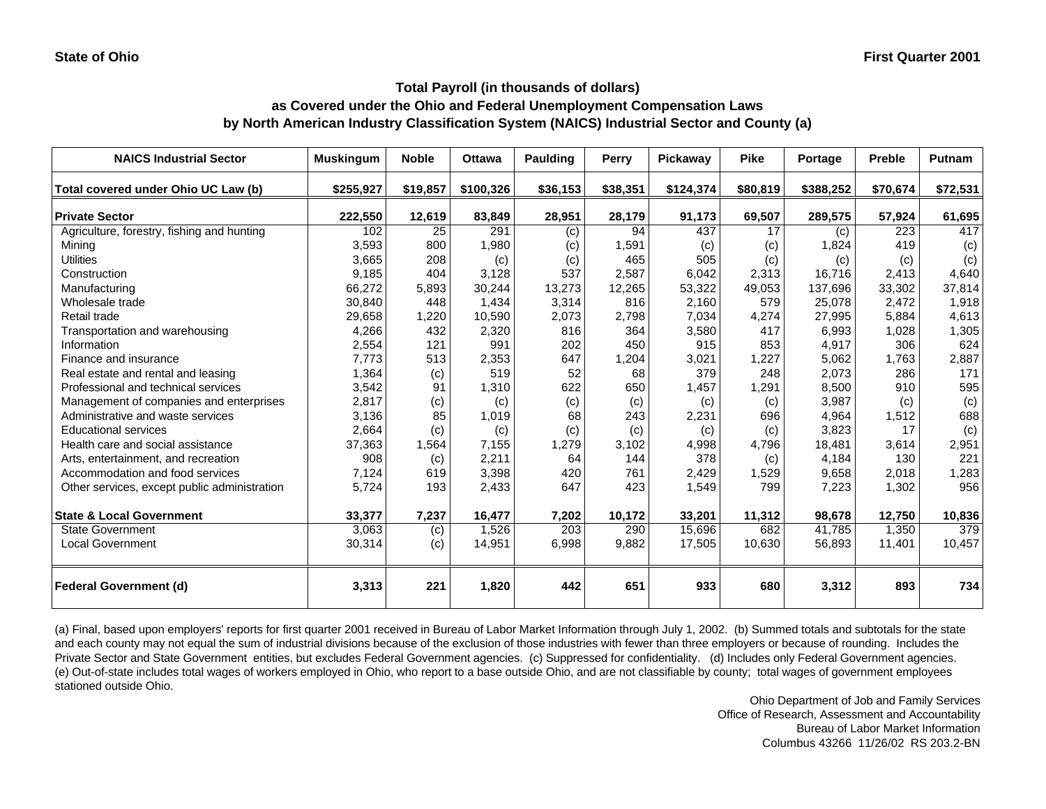State of Ohio — First Quarter 2001

## Total Payroll (in thousands of dollars) as Covered under the Ohio and Federal Unemployment Compensation Laws by North American Industry Classification System (NAICS) Industrial Sector and County (a)

| NAICS Industrial Sector | Muskingum | Noble | Ottawa | Paulding | Perry | Pickaway | Pike | Portage | Preble | Putnam |
|---|---|---|---|---|---|---|---|---|---|---|
| **Total covered under Ohio UC Law (b)** | **$255,927** | **$19,857** | **$100,326** | **$36,153** | **$38,351** | **$124,374** | **$80,819** | **$388,252** | **$70,674** | **$72,531** |
| **Private Sector** | **222,550** | **12,619** | **83,849** | **28,951** | **28,179** | **91,173** | **69,507** | **289,575** | **57,924** | **61,695** |
| Agriculture, forestry, fishing and hunting | 102 | 25 | 291 | (c) | 94 | 437 | 17 | (c) | 223 | 417 |
| Mining | 3,593 | 800 | 1,980 | (c) | 1,591 | (c) | (c) | 1,824 | 419 | (c) |
| Utilities | 3,665 | 208 | (c) | (c) | 465 | 505 | (c) | (c) | (c) | (c) |
| Construction | 9,185 | 404 | 3,128 | 537 | 2,587 | 6,042 | 2,313 | 16,716 | 2,413 | 4,640 |
| Manufacturing | 66,272 | 5,893 | 30,244 | 13,273 | 12,265 | 53,322 | 49,053 | 137,696 | 33,302 | 37,814 |
| Wholesale trade | 30,840 | 448 | 1,434 | 3,314 | 816 | 2,160 | 579 | 25,078 | 2,472 | 1,918 |
| Retail trade | 29,658 | 1,220 | 10,590 | 2,073 | 2,798 | 7,034 | 4,274 | 27,995 | 5,884 | 4,613 |
| Transportation and warehousing | 4,266 | 432 | 2,320 | 816 | 364 | 3,580 | 417 | 6,993 | 1,028 | 1,305 |
| Information | 2,554 | 121 | 991 | 202 | 450 | 915 | 853 | 4,917 | 306 | 624 |
| Finance and insurance | 7,773 | 513 | 2,353 | 647 | 1,204 | 3,021 | 1,227 | 5,062 | 1,763 | 2,887 |
| Real estate and rental and leasing | 1,364 | (c) | 519 | 52 | 68 | 379 | 248 | 2,073 | 286 | 171 |
| Professional and technical services | 3,542 | 91 | 1,310 | 622 | 650 | 1,457 | 1,291 | 8,500 | 910 | 595 |
| Management of companies and enterprises | 2,817 | (c) | (c) | (c) | (c) | (c) | (c) | 3,987 | (c) | (c) |
| Administrative and waste services | 3,136 | 85 | 1,019 | 68 | 243 | 2,231 | 696 | 4,964 | 1,512 | 688 |
| Educational services | 2,664 | (c) | (c) | (c) | (c) | (c) | (c) | 3,823 | 17 | (c) |
| Health care and social assistance | 37,363 | 1,564 | 7,155 | 1,279 | 3,102 | 4,998 | 4,796 | 18,481 | 3,614 | 2,951 |
| Arts, entertainment, and recreation | 908 | (c) | 2,211 | 64 | 144 | 378 | (c) | 4,184 | 130 | 221 |
| Accommodation and food services | 7,124 | 619 | 3,398 | 420 | 761 | 2,429 | 1,529 | 9,658 | 2,018 | 1,283 |
| Other services, except public administration | 5,724 | 193 | 2,433 | 647 | 423 | 1,549 | 799 | 7,223 | 1,302 | 956 |
| **State & Local Government** | **33,377** | **7,237** | **16,477** | **7,202** | **10,172** | **33,201** | **11,312** | **98,678** | **12,750** | **10,836** |
| State Government | 3,063 | (c) | 1,526 | 203 | 290 | 15,696 | 682 | 41,785 | 1,350 | 379 |
| Local Government | 30,314 | (c) | 14,951 | 6,998 | 9,882 | 17,505 | 10,630 | 56,893 | 11,401 | 10,457 |
| **Federal Government (d)** | **3,313** | **221** | **1,820** | **442** | **651** | **933** | **680** | **3,312** | **893** | **734** |

(a) Final, based upon employers' reports for first quarter 2001 received in Bureau of Labor Market Information through July 1, 2002. (b) Summed totals and subtotals for the state and each county may not equal the sum of industrial divisions because of the exclusion of those industries with fewer than three employers or because of rounding. Includes the Private Sector and State Government entities, but excludes Federal Government agencies. (c) Suppressed for confidentiality. (d) Includes only Federal Government agencies. (e) Out-of-state includes total wages of workers employed in Ohio, who report to a base outside Ohio, and are not classifiable by county; total wages of government employees stationed outside Ohio.

Ohio Department of Job and Family Services
Office of Research, Assessment and Accountability
Bureau of Labor Market Information
Columbus 43266 11/26/02 RS 203.2-BN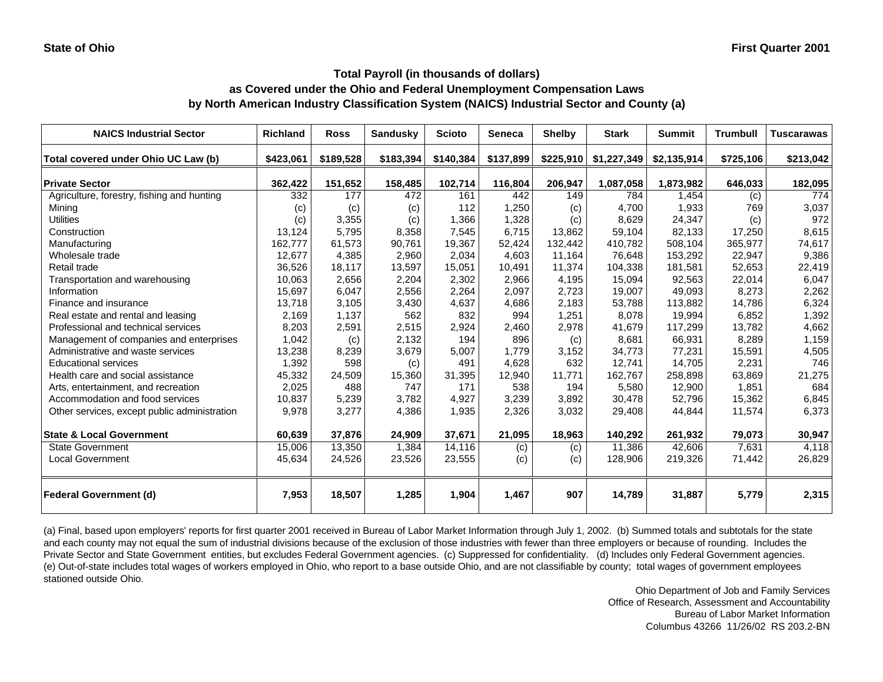State of Ohio | First Quarter 2001

## Total Payroll (in thousands of dollars)
## as Covered under the Ohio and Federal Unemployment Compensation Laws
## by North American Industry Classification System (NAICS) Industrial Sector and County (a)

| NAICS Industrial Sector | Richland | Ross | Sandusky | Scioto | Seneca | Shelby | Stark | Summit | Trumbull | Tuscarawas |
|---|---|---|---|---|---|---|---|---|---|---|
| **Total covered under Ohio UC Law (b)** | **$423,061** | **$189,528** | **$183,394** | **$140,384** | **$137,899** | **$225,910** | **$1,227,349** | **$2,135,914** | **$725,106** | **$213,042** |
| **Private Sector** | **362,422** | **151,652** | **158,485** | **102,714** | **116,804** | **206,947** | **1,087,058** | **1,873,982** | **646,033** | **182,095** |
| Agriculture, forestry, fishing and hunting | 332 | 177 | 472 | 161 | 442 | 149 | 784 | 1,454 | (c) | 774 |
| Mining | (c) | (c) | (c) | 112 | 1,250 | (c) | 4,700 | 1,933 | 769 | 3,037 |
| Utilities | (c) | 3,355 | (c) | 1,366 | 1,328 | (c) | 8,629 | 24,347 | (c) | 972 |
| Construction | 13,124 | 5,795 | 8,358 | 7,545 | 6,715 | 13,862 | 59,104 | 82,133 | 17,250 | 8,615 |
| Manufacturing | 162,777 | 61,573 | 90,761 | 19,367 | 52,424 | 132,442 | 410,782 | 508,104 | 365,977 | 74,617 |
| Wholesale trade | 12,677 | 4,385 | 2,960 | 2,034 | 4,603 | 11,164 | 76,648 | 153,292 | 22,947 | 9,386 |
| Retail trade | 36,526 | 18,117 | 13,597 | 15,051 | 10,491 | 11,374 | 104,338 | 181,581 | 52,653 | 22,419 |
| Transportation and warehousing | 10,063 | 2,656 | 2,204 | 2,302 | 2,966 | 4,195 | 15,094 | 92,563 | 22,014 | 6,047 |
| Information | 15,697 | 6,047 | 2,556 | 2,264 | 2,097 | 2,723 | 19,007 | 49,093 | 8,273 | 2,262 |
| Finance and insurance | 13,718 | 3,105 | 3,430 | 4,637 | 4,686 | 2,183 | 53,788 | 113,882 | 14,786 | 6,324 |
| Real estate and rental and leasing | 2,169 | 1,137 | 562 | 832 | 994 | 1,251 | 8,078 | 19,994 | 6,852 | 1,392 |
| Professional and technical services | 8,203 | 2,591 | 2,515 | 2,924 | 2,460 | 2,978 | 41,679 | 117,299 | 13,782 | 4,662 |
| Management of companies and enterprises | 1,042 | (c) | 2,132 | 194 | 896 | (c) | 8,681 | 66,931 | 8,289 | 1,159 |
| Administrative and waste services | 13,238 | 8,239 | 3,679 | 5,007 | 1,779 | 3,152 | 34,773 | 77,231 | 15,591 | 4,505 |
| Educational services | 1,392 | 598 | (c) | 491 | 4,628 | 632 | 12,741 | 14,705 | 2,231 | 746 |
| Health care and social assistance | 45,332 | 24,509 | 15,360 | 31,395 | 12,940 | 11,771 | 162,767 | 258,898 | 63,869 | 21,275 |
| Arts, entertainment, and recreation | 2,025 | 488 | 747 | 171 | 538 | 194 | 5,580 | 12,900 | 1,851 | 684 |
| Accommodation and food services | 10,837 | 5,239 | 3,782 | 4,927 | 3,239 | 3,892 | 30,478 | 52,796 | 15,362 | 6,845 |
| Other services, except public administration | 9,978 | 3,277 | 4,386 | 1,935 | 2,326 | 3,032 | 29,408 | 44,844 | 11,574 | 6,373 |
| **State & Local Government** | **60,639** | **37,876** | **24,909** | **37,671** | **21,095** | **18,963** | **140,292** | **261,932** | **79,073** | **30,947** |
| State Government | 15,006 | 13,350 | 1,384 | 14,116 | (c) | (c) | 11,386 | 42,606 | 7,631 | 4,118 |
| Local Government | 45,634 | 24,526 | 23,526 | 23,555 | (c) | (c) | 128,906 | 219,326 | 71,442 | 26,829 |
| **Federal Government (d)** | **7,953** | **18,507** | **1,285** | **1,904** | **1,467** | **907** | **14,789** | **31,887** | **5,779** | **2,315** |

(a) Final, based upon employers' reports for first quarter 2001 received in Bureau of Labor Market Information through July 1, 2002. (b) Summed totals and subtotals for the state and each county may not equal the sum of industrial divisions because of the exclusion of those industries with fewer than three employers or because of rounding. Includes the Private Sector and State Government entities, but excludes Federal Government agencies. (c) Suppressed for confidentiality. (d) Includes only Federal Government agencies. (e) Out-of-state includes total wages of workers employed in Ohio, who report to a base outside Ohio, and are not classifiable by county; total wages of government employees stationed outside Ohio.

Ohio Department of Job and Family Services
Office of Research, Assessment and Accountability
Bureau of Labor Market Information
Columbus 43266 11/26/02 RS 203.2-BN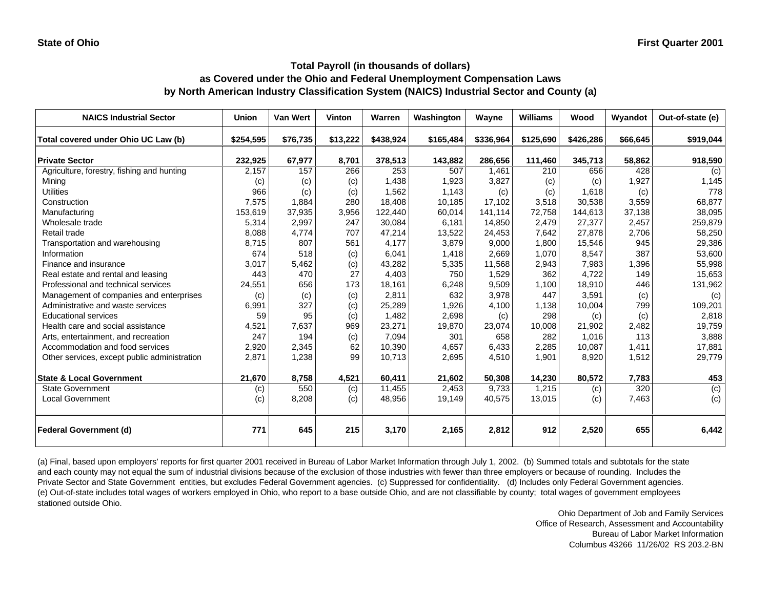State of Ohio

First Quarter 2001

## Total Payroll (in thousands of dollars) as Covered under the Ohio and Federal Unemployment Compensation Laws by North American Industry Classification System (NAICS) Industrial Sector and County (a)

| NAICS Industrial Sector | Union | Van Wert | Vinton | Warren | Washington | Wayne | Williams | Wood | Wyandot | Out-of-state (e) |
|---|---|---|---|---|---|---|---|---|---|---|
| **Total covered under Ohio UC Law (b)** | **$254,595** | **$76,735** | **$13,222** | **$438,924** | **$165,484** | **$336,964** | **$125,690** | **$426,286** | **$66,645** | **$919,044** |
| **Private Sector** | **232,925** | **67,977** | **8,701** | **378,513** | **143,882** | **286,656** | **111,460** | **345,713** | **58,862** | **918,590** |
| Agriculture, forestry, fishing and hunting | 2,157 | 157 | 266 | 253 | 507 | 1,461 | 210 | 656 | 428 | (c) |
| Mining | (c) | (c) | (c) | 1,438 | 1,923 | 3,827 | (c) | (c) | 1,927 | 1,145 |
| Utilities | 966 | (c) | (c) | 1,562 | 1,143 | (c) | (c) | 1,618 | (c) | 778 |
| Construction | 7,575 | 1,884 | 280 | 18,408 | 10,185 | 17,102 | 3,518 | 30,538 | 3,559 | 68,877 |
| Manufacturing | 153,619 | 37,935 | 3,956 | 122,440 | 60,014 | 141,114 | 72,758 | 144,613 | 37,138 | 38,095 |
| Wholesale trade | 5,314 | 2,997 | 247 | 30,084 | 6,181 | 14,850 | 2,479 | 27,377 | 2,457 | 259,879 |
| Retail trade | 8,088 | 4,774 | 707 | 47,214 | 13,522 | 24,453 | 7,642 | 27,878 | 2,706 | 58,250 |
| Transportation and warehousing | 8,715 | 807 | 561 | 4,177 | 3,879 | 9,000 | 1,800 | 15,546 | 945 | 29,386 |
| Information | 674 | 518 | (c) | 6,041 | 1,418 | 2,669 | 1,070 | 8,547 | 387 | 53,600 |
| Finance and insurance | 3,017 | 5,462 | (c) | 43,282 | 5,335 | 11,568 | 2,943 | 7,983 | 1,396 | 55,998 |
| Real estate and rental and leasing | 443 | 470 | 27 | 4,403 | 750 | 1,529 | 362 | 4,722 | 149 | 15,653 |
| Professional and technical services | 24,551 | 656 | 173 | 18,161 | 6,248 | 9,509 | 1,100 | 18,910 | 446 | 131,962 |
| Management of companies and enterprises | (c) | (c) | (c) | 2,811 | 632 | 3,978 | 447 | 3,591 | (c) | (c) |
| Administrative and waste services | 6,991 | 327 | (c) | 25,289 | 1,926 | 4,100 | 1,138 | 10,004 | 799 | 109,201 |
| Educational services | 59 | 95 | (c) | 1,482 | 2,698 | (c) | 298 | (c) | (c) | 2,818 |
| Health care and social assistance | 4,521 | 7,637 | 969 | 23,271 | 19,870 | 23,074 | 10,008 | 21,902 | 2,482 | 19,759 |
| Arts, entertainment, and recreation | 247 | 194 | (c) | 7,094 | 301 | 658 | 282 | 1,016 | 113 | 3,888 |
| Accommodation and food services | 2,920 | 2,345 | 62 | 10,390 | 4,657 | 6,433 | 2,285 | 10,087 | 1,411 | 17,881 |
| Other services, except public administration | 2,871 | 1,238 | 99 | 10,713 | 2,695 | 4,510 | 1,901 | 8,920 | 1,512 | 29,779 |
| **State & Local Government** | **21,670** | **8,758** | **4,521** | **60,411** | **21,602** | **50,308** | **14,230** | **80,572** | **7,783** | **453** |
| State Government | (c) | 550 | (c) | 11,455 | 2,453 | 9,733 | 1,215 | (c) | 320 | (c) |
| Local Government | (c) | 8,208 | (c) | 48,956 | 19,149 | 40,575 | 13,015 | (c) | 7,463 | (c) |
| **Federal Government (d)** | **771** | **645** | **215** | **3,170** | **2,165** | **2,812** | **912** | **2,520** | **655** | **6,442** |

(a) Final, based upon employers' reports for first quarter 2001 received in Bureau of Labor Market Information through July 1, 2002. (b) Summed totals and subtotals for the state and each county may not equal the sum of industrial divisions because of the exclusion of those industries with fewer than three employers or because of rounding. Includes the Private Sector and State Government entities, but excludes Federal Government agencies. (c) Suppressed for confidentiality. (d) Includes only Federal Government agencies. (e) Out-of-state includes total wages of workers employed in Ohio, who report to a base outside Ohio, and are not classifiable by county; total wages of government employees stationed outside Ohio.

Ohio Department of Job and Family Services
Office of Research, Assessment and Accountability
Bureau of Labor Market Information
Columbus 43266 11/26/02 RS 203.2-BN